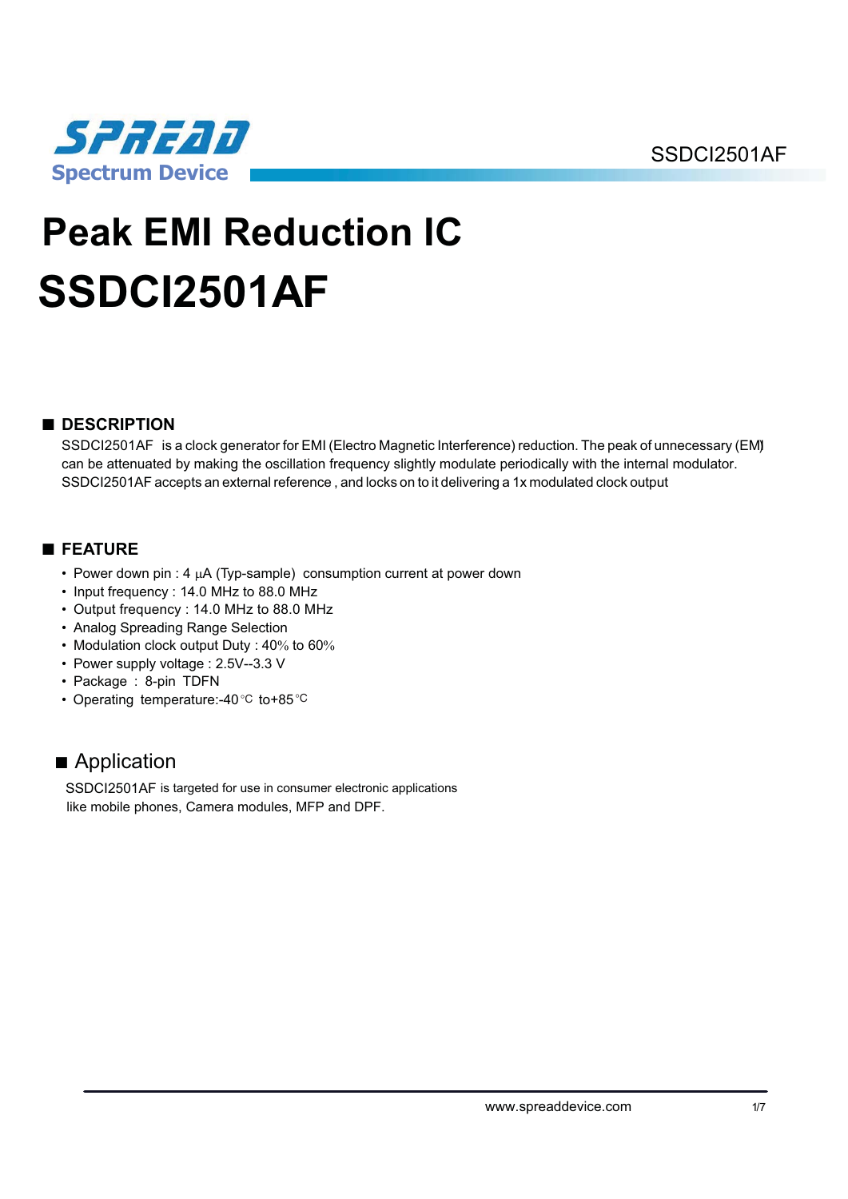# Peak EMI Reduction IC
# SSDCI2501AF

## ■ DESCRIPTION

SSDCI2501AF is a clock generator for EMI (Electro Magnetic Interference) reduction. The peak of unnecessary (EMI) can be attenuated by making the oscillation frequency slightly modulate periodically with the internal modulator. SSDCI2501AF accepts an external reference , and locks on to it delivering a 1x modulated clock output

## ■ FEATURE

- Power down pin : 4 μA (Typ-sample) consumption current at power down
- Input frequency : 14.0 MHz to 88.0 MHz
- Output frequency : 14.0 MHz to 88.0 MHz
- Analog Spreading Range Selection
- Modulation clock output Duty : 40% to 60%
- Power supply voltage : 2.5V--3.3 V
- Package : 8-pin TDFN
- Operating temperature:-40℃ to+85℃

## ■ Application

SSDCI2501AF is targeted for use in consumer electronic applications like mobile phones, Camera modules, MFP and DPF.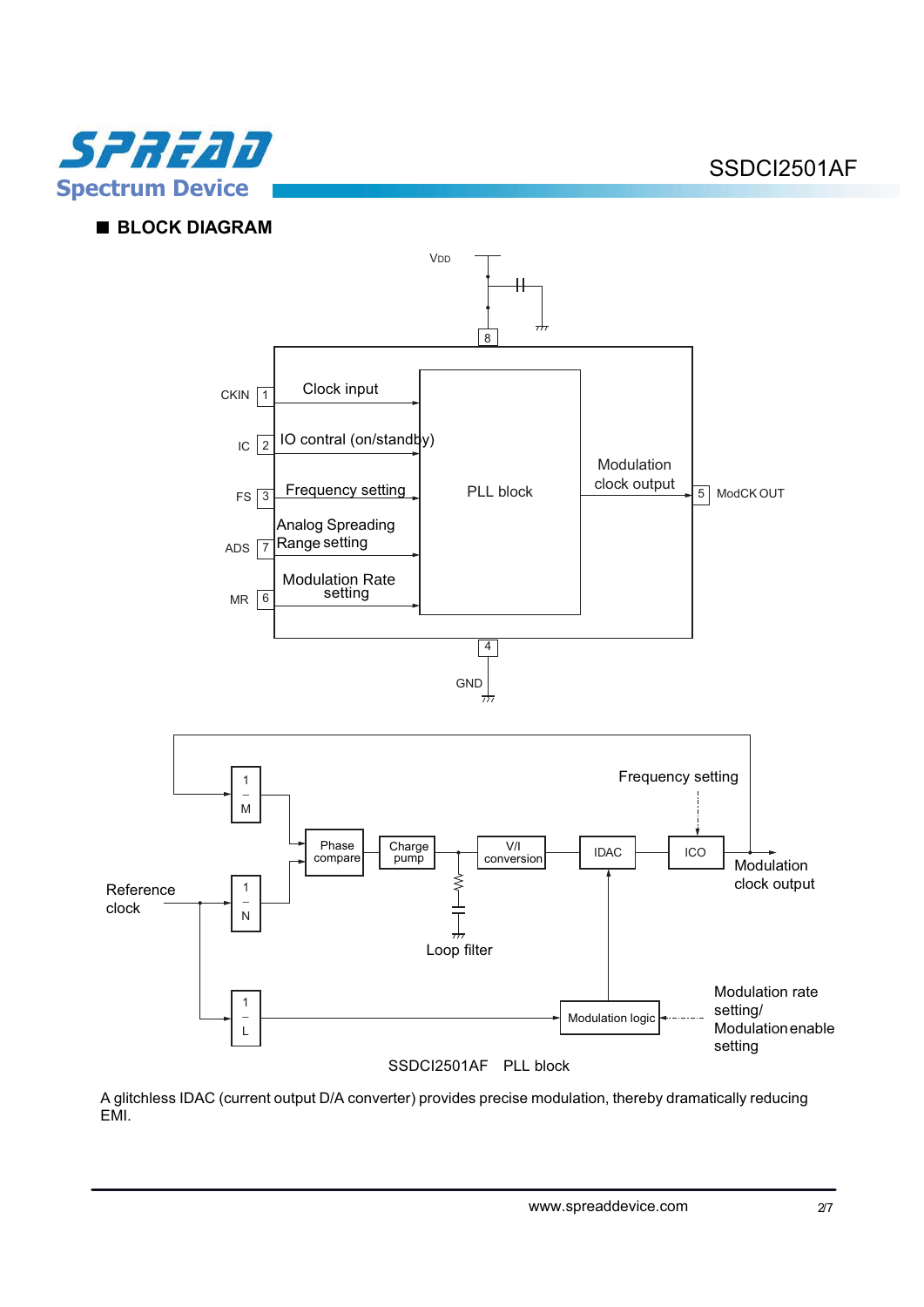## ■ BLOCK DIAGRAM

VDD

8

CKIN 1 Clock input

IC 2 IO contral (on/standby)

FS 3 Frequency setting

ADS 7 Analog Spreading Range setting

MR 6 Modulation Rate setting

PLL block

Modulation clock output

5 ModCK OUT

4

GND

Frequency setting

1/M

Phase compare

Charge pump

V/I conversion

IDAC

ICO

Modulation clock output

Reference clock

1/N

Loop filter

1/L

Modulation logic

Modulation rate setting/ Modulation enable setting

SSDCI2501AF PLL block

A glitchless IDAC (current output D/A converter) provides precise modulation, thereby dramatically reducing EMI.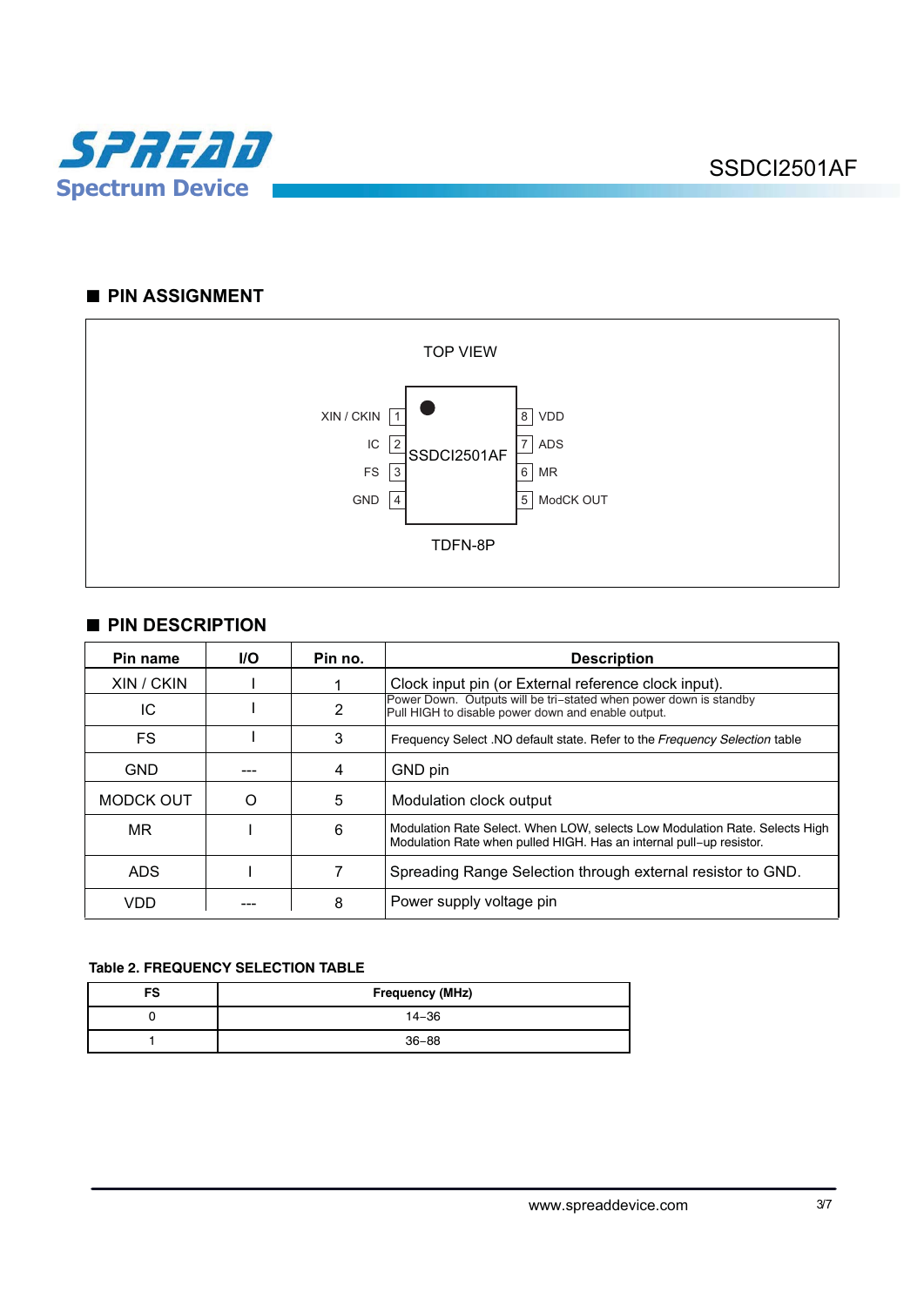## PIN ASSIGNMENT

TOP VIEW

| Pin name | Pin no. | | Pin no. | Pin name |
|---|---|---|---|---|
| XIN / CKIN | 1 | SSDCI2501AF | 8 | VDD |
| IC | 2 | | 7 | ADS |
| FS | 3 | | 6 | MR |
| GND | 4 | | 5 | ModCK OUT |

TDFN-8P

## PIN DESCRIPTION

| Pin name | I/O | Pin no. | Description |
|---|---|---|---|
| XIN / CKIN | I | 1 | Clock input pin (or External reference clock input). |
| IC | I | 2 | Power Down. Outputs will be tri–stated when power down is standby<br>Pull HIGH to disable power down and enable output. |
| FS | I | 3 | Frequency Select .NO default state. Refer to the *Frequency Selection* table |
| GND | --- | 4 | GND pin |
| MODCK OUT | O | 5 | Modulation clock output |
| MR | I | 6 | Modulation Rate Select. When LOW, selects Low Modulation Rate. Selects High Modulation Rate when pulled HIGH. Has an internal pull–up resistor. |
| ADS | I | 7 | Spreading Range Selection through external resistor to GND. |
| VDD | --- | 8 | Power supply voltage pin |

**Table 2. FREQUENCY SELECTION TABLE**

| FS | Frequency (MHz) |
|---|---|
| 0 | 14–36 |
| 1 | 36–88 |

www.spreaddevice.com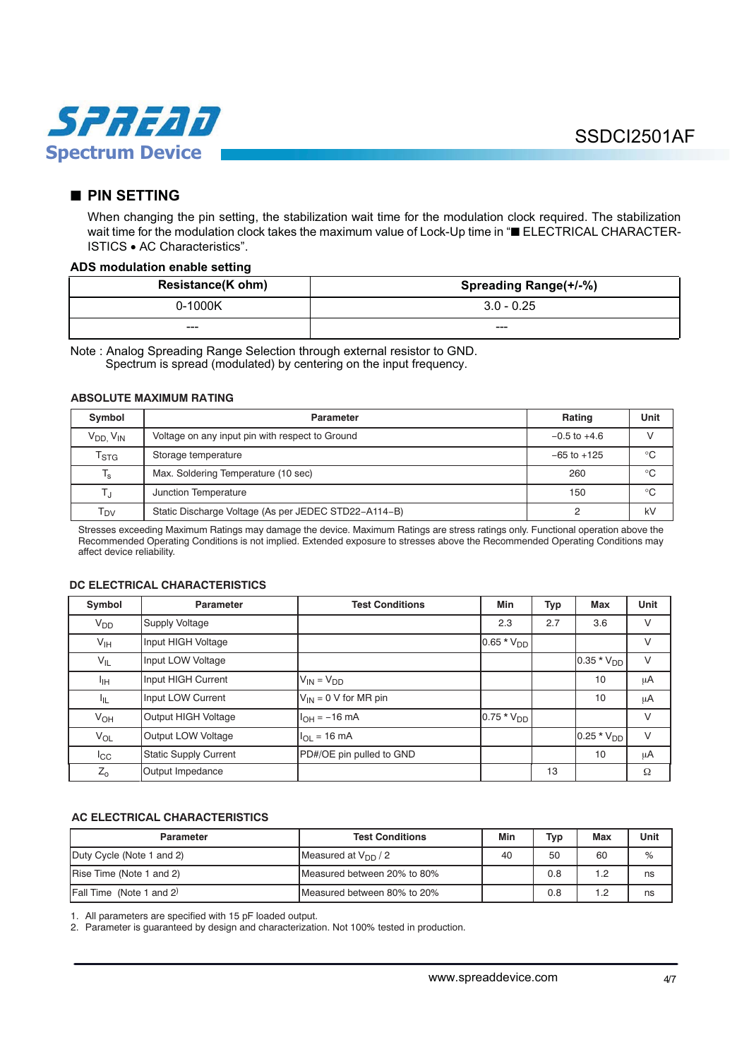## ■ PIN SETTING

When changing the pin setting, the stabilization wait time for the modulation clock required. The stabilization wait time for the modulation clock takes the maximum value of Lock-Up time in "■ ELECTRICAL CHARACTERISTICS • AC Characteristics".

**ADS modulation enable setting**

| Resistance(K ohm) | Spreading Range(+/-%) |
|---|---|
| 0-1000K | 3.0 - 0.25 |
| --- | --- |

Note : Analog Spreading Range Selection through external resistor to GND.
Spectrum is spread (modulated) by centering on the input frequency.

### ABSOLUTE MAXIMUM RATING

| Symbol | Parameter | Rating | Unit |
|---|---|---|---|
| $V_{DD}$, $V_{IN}$ | Voltage on any input pin with respect to Ground | −0.5 to +4.6 | V |
| $T_{STG}$ | Storage temperature | −65 to +125 | °C |
| $T_s$ | Max. Soldering Temperature (10 sec) | 260 | °C |
| $T_J$ | Junction Temperature | 150 | °C |
| $T_{DV}$ | Static Discharge Voltage (As per JEDEC STD22–A114–B) | 2 | kV |

Stresses exceeding Maximum Ratings may damage the device. Maximum Ratings are stress ratings only. Functional operation above the Recommended Operating Conditions is not implied. Extended exposure to stresses above the Recommended Operating Conditions may affect device reliability.

### DC ELECTRICAL CHARACTERISTICS

| Symbol | Parameter | Test Conditions | Min | Typ | Max | Unit |
|---|---|---|---|---|---|---|
| $V_{DD}$ | Supply Voltage | | 2.3 | 2.7 | 3.6 | V |
| $V_{IH}$ | Input HIGH Voltage | | $0.65 * V_{DD}$ | | | V |
| $V_{IL}$ | Input LOW Voltage | | | | $0.35 * V_{DD}$ | V |
| $I_{IH}$ | Input HIGH Current | $V_{IN} = V_{DD}$ | | | 10 | μA |
| $I_{IL}$ | Input LOW Current | $V_{IN}$ = 0 V for MR pin | | | 10 | μA |
| $V_{OH}$ | Output HIGH Voltage | $I_{OH}$ = −16 mA | $0.75 * V_{DD}$ | | | V |
| $V_{OL}$ | Output LOW Voltage | $I_{OL}$ = 16 mA | | | $0.25 * V_{DD}$ | V |
| $I_{CC}$ | Static Supply Current | PD#/OE pin pulled to GND | | | 10 | μA |
| $Z_o$ | Output Impedance | | | 13 | | Ω |

### AC ELECTRICAL CHARACTERISTICS

| Parameter | Test Conditions | Min | Typ | Max | Unit |
|---|---|---|---|---|---|
| Duty Cycle (Note 1 and 2) | Measured at $V_{DD}$ / 2 | 40 | 50 | 60 | % |
| Rise Time (Note 1 and 2) | Measured between 20% to 80% | | 0.8 | 1.2 | ns |
| Fall Time (Note 1 and 2) | Measured between 80% to 20% | | 0.8 | 1.2 | ns |

1. All parameters are specified with 15 pF loaded output.
2. Parameter is guaranteed by design and characterization. Not 100% tested in production.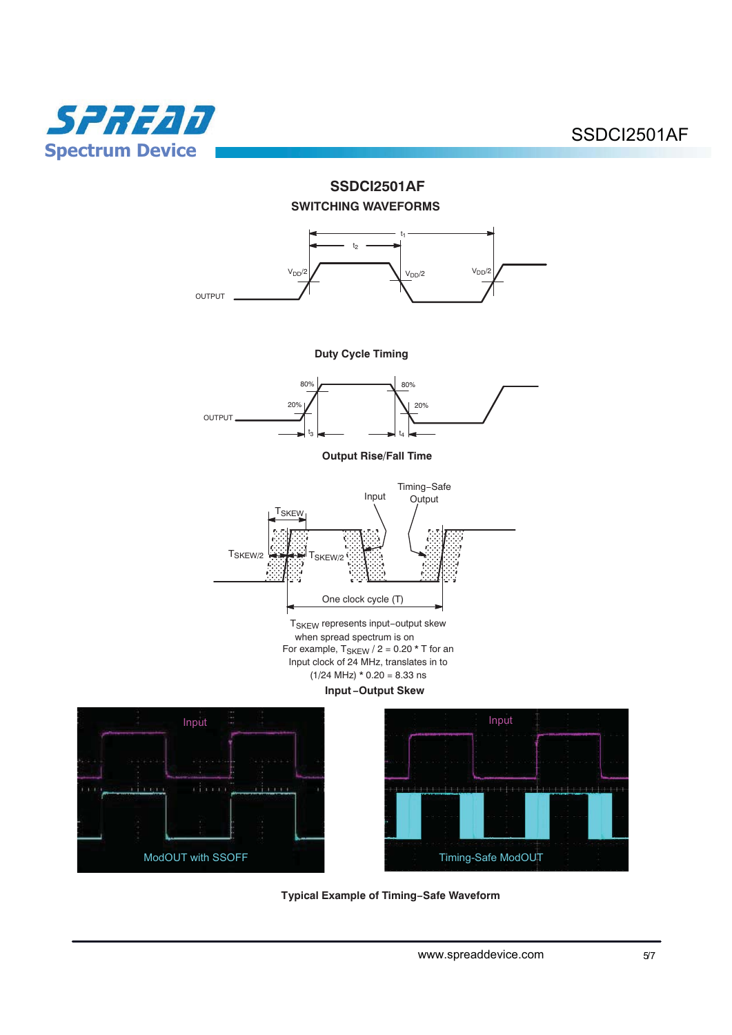## SSDCI2501AF

### SWITCHING WAVEFORMS

**Duty Cycle Timing**

**Output Rise/Fall Time**

$T_{SKEW}$ represents input–output skew when spread spectrum is on
For example, $T_{SKEW}$ / 2 = 0.20 * T for an Input clock of 24 MHz, translates in to (1/24 MHz) * 0.20 = 8.33 ns

**Input–Output Skew**

**Typical Example of Timing–Safe Waveform**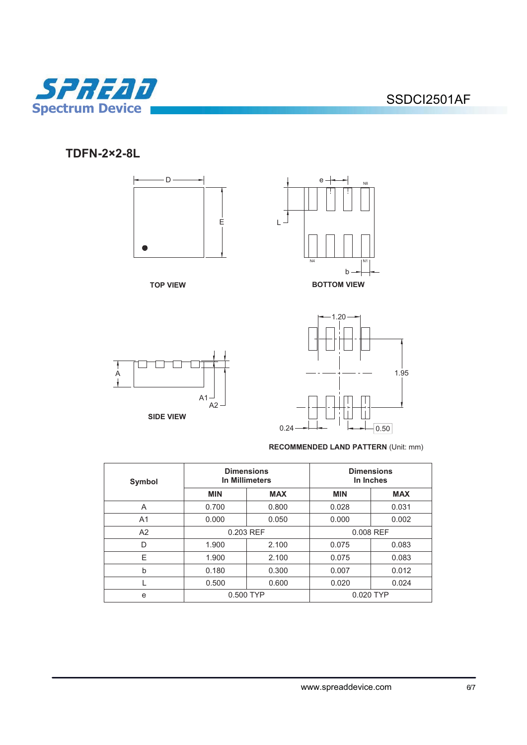## TDFN-2×2-8L

TOP VIEW

BOTTOM VIEW

SIDE VIEW

RECOMMENDED LAND PATTERN (Unit: mm)

| Symbol | Dimensions In Millimeters | | Dimensions In Inches | |
|---|---|---|---|---|
| | MIN | MAX | MIN | MAX |
| A | 0.700 | 0.800 | 0.028 | 0.031 |
| A1 | 0.000 | 0.050 | 0.000 | 0.002 |
| A2 | 0.203 REF | | 0.008 REF | |
| D | 1.900 | 2.100 | 0.075 | 0.083 |
| E | 1.900 | 2.100 | 0.075 | 0.083 |
| b | 0.180 | 0.300 | 0.007 | 0.012 |
| L | 0.500 | 0.600 | 0.020 | 0.024 |
| e | 0.500 TYP | | 0.020 TYP | |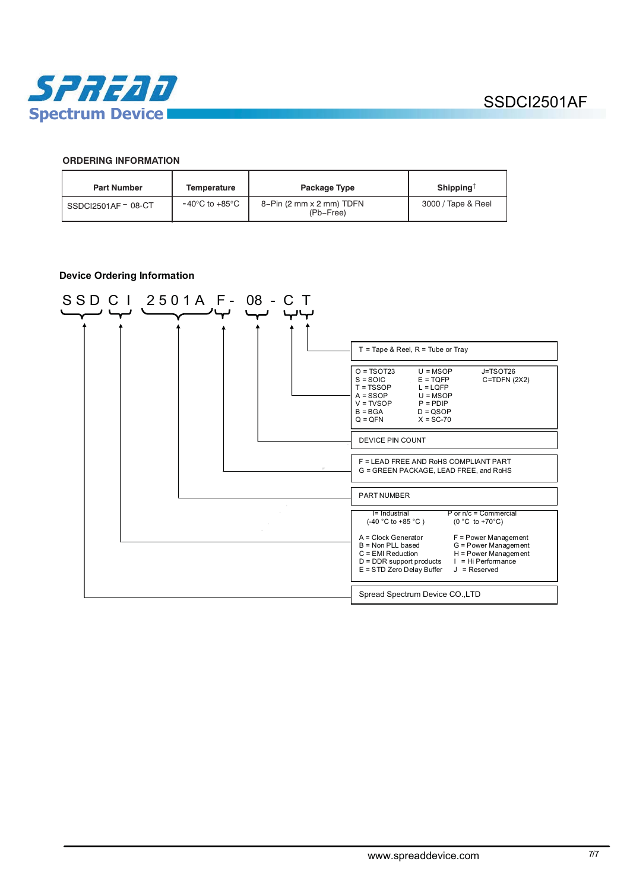## ORDERING INFORMATION

| Part Number | Temperature | Package Type | Shipping† |
|---|---|---|---|
| SSDCI2501AF − 08-CT | -40°C to +85°C | 8−Pin (2 mm x 2 mm) TDFN (Pb−Free) | 3000 / Tape & Reel |

## Device Ordering Information

S S D C I 2 5 0 1 A F - 08 - C T

- T = Tape & Reel, R = Tube or Tray
- O = TSOT23, S = SOIC, T = TSSOP, A = SSOP, V = TVSOP, B = BGA, Q = QFN, U = MSOP, E = TQFP, L = LQFP, U = MSOP, P = PDIP, D = QSOP, X = SC-70, J=TSOT26, C=TDFN (2X2)
- DEVICE PIN COUNT
- F = LEAD FREE AND RoHS COMPLIANT PART
  G = GREEN PACKAGE, LEAD FREE, and RoHS
- PART NUMBER
- I= Industrial (-40 °C to +85 °C ), P or n/c = Commercial (0 °C to +70°C)

  A = Clock Generator, B = Non PLL based, C = EMI Reduction, D = DDR support products, E = STD Zero Delay Buffer, F = Power Management, G = Power Management, H = Power Management, I = Hi Performance, J = Reserved
- Spread Spectrum Device CO.,LTD

www.spreaddevice.com